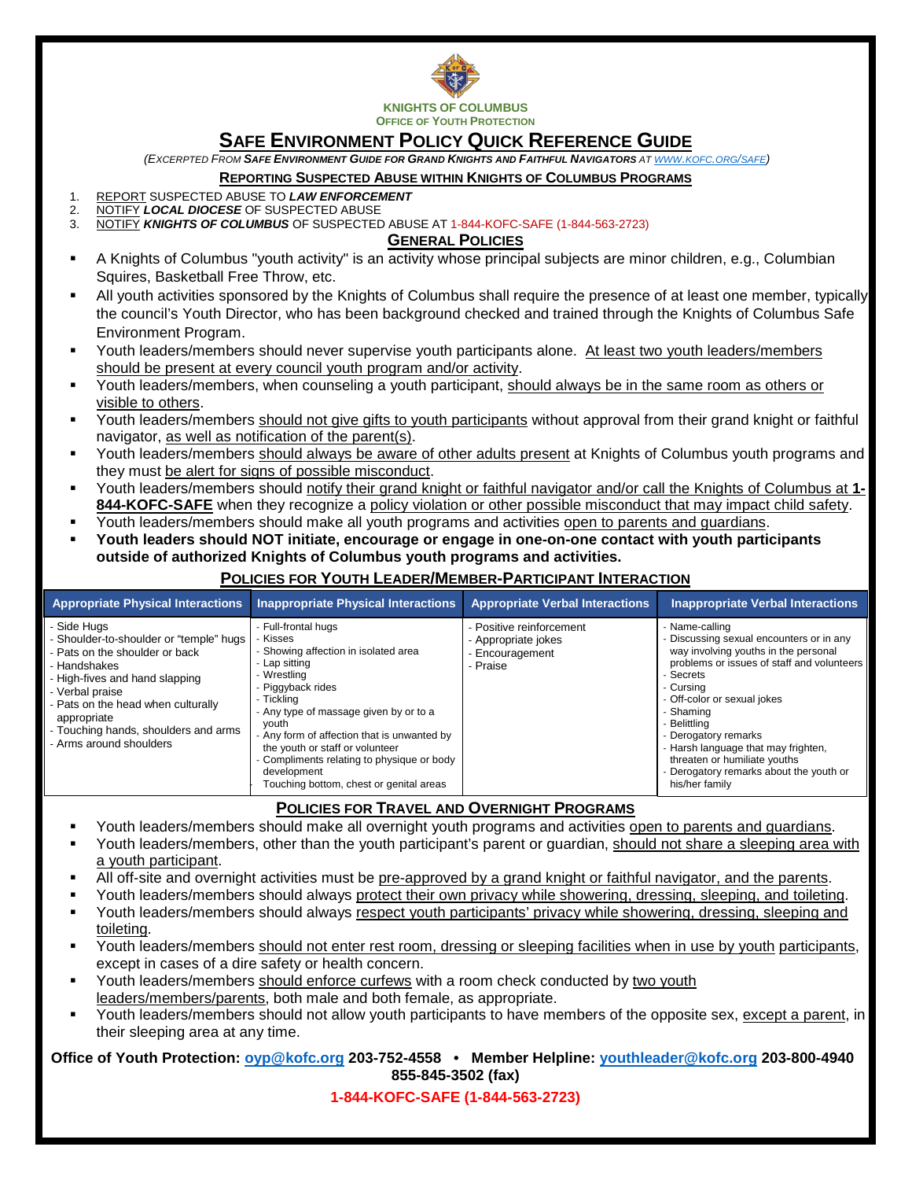**KNIGHTS OF COLUMBUS**
**OFFICE OF YOUTH PROTECTION**

# SAFE ENVIRONMENT POLICY QUICK REFERENCE GUIDE

*(EXCERPTED FROM **SAFE ENVIRONMENT GUIDE FOR GRAND KNIGHTS AND FAITHFUL NAVIGATORS** AT WWW.KOFC.ORG/SAFE)*

## REPORTING SUSPECTED ABUSE WITHIN KNIGHTS OF COLUMBUS PROGRAMS

1. REPORT SUSPECTED ABUSE TO ***LAW ENFORCEMENT***
2. NOTIFY ***LOCAL DIOCESE*** OF SUSPECTED ABUSE
3. NOTIFY ***KNIGHTS OF COLUMBUS*** OF SUSPECTED ABUSE AT 1-844-KOFC-SAFE (1-844-563-2723)

## GENERAL POLICIES

- A Knights of Columbus "youth activity" is an activity whose principal subjects are minor children, e.g., Columbian Squires, Basketball Free Throw, etc.
- All youth activities sponsored by the Knights of Columbus shall require the presence of at least one member, typically the council's Youth Director, who has been background checked and trained through the Knights of Columbus Safe Environment Program.
- Youth leaders/members should never supervise youth participants alone. At least two youth leaders/members should be present at every council youth program and/or activity.
- Youth leaders/members, when counseling a youth participant, should always be in the same room as others or visible to others.
- Youth leaders/members should not give gifts to youth participants without approval from their grand knight or faithful navigator, as well as notification of the parent(s).
- Youth leaders/members should always be aware of other adults present at Knights of Columbus youth programs and they must be alert for signs of possible misconduct.
- Youth leaders/members should notify their grand knight or faithful navigator and/or call the Knights of Columbus at **1-844-KOFC-SAFE** when they recognize a policy violation or other possible misconduct that may impact child safety.
- Youth leaders/members should make all youth programs and activities open to parents and guardians.
- **Youth leaders should NOT initiate, encourage or engage in one-on-one contact with youth participants outside of authorized Knights of Columbus youth programs and activities.**

## POLICIES FOR YOUTH LEADER/MEMBER-PARTICIPANT INTERACTION

| Appropriate Physical Interactions | Inappropriate Physical Interactions | Appropriate Verbal Interactions | Inappropriate Verbal Interactions |
|---|---|---|---|
| - Side Hugs<br>- Shoulder-to-shoulder or "temple" hugs<br>- Pats on the shoulder or back<br>- Handshakes<br>- High-fives and hand slapping<br>- Verbal praise<br>- Pats on the head when culturally appropriate<br>- Touching hands, shoulders and arms<br>- Arms around shoulders | - Full-frontal hugs<br>- Kisses<br>- Showing affection in isolated area<br>- Lap sitting<br>- Wrestling<br>- Piggyback rides<br>- Tickling<br>- Any type of massage given by or to a youth<br>- Any form of affection that is unwanted by the youth or staff or volunteer<br>- Compliments relating to physique or body development<br>- Touching bottom, chest or genital areas | - Positive reinforcement<br>- Appropriate jokes<br>- Encouragement<br>- Praise | - Name-calling<br>- Discussing sexual encounters or in any way involving youths in the personal problems or issues of staff and volunteers<br>- Secrets<br>- Cursing<br>- Off-color or sexual jokes<br>- Shaming<br>- Belittling<br>- Derogatory remarks<br>- Harsh language that may frighten, threaten or humiliate youths<br>- Derogatory remarks about the youth or his/her family |

## POLICIES FOR TRAVEL AND OVERNIGHT PROGRAMS

- Youth leaders/members should make all overnight youth programs and activities open to parents and guardians.
- Youth leaders/members, other than the youth participant's parent or guardian, should not share a sleeping area with a youth participant.
- All off-site and overnight activities must be pre-approved by a grand knight or faithful navigator, and the parents.
- Youth leaders/members should always protect their own privacy while showering, dressing, sleeping, and toileting.
- Youth leaders/members should always respect youth participants' privacy while showering, dressing, sleeping and toileting.
- Youth leaders/members should not enter rest room, dressing or sleeping facilities when in use by youth participants, except in cases of a dire safety or health concern.
- Youth leaders/members should enforce curfews with a room check conducted by two youth leaders/members/parents, both male and both female, as appropriate.
- Youth leaders/members should not allow youth participants to have members of the opposite sex, except a parent, in their sleeping area at any time.

**Office of Youth Protection: oyp@kofc.org 203-752-4558 • Member Helpline: youthleader@kofc.org 203-800-4940 855-845-3502 (fax)**

**1-844-KOFC-SAFE (1-844-563-2723)**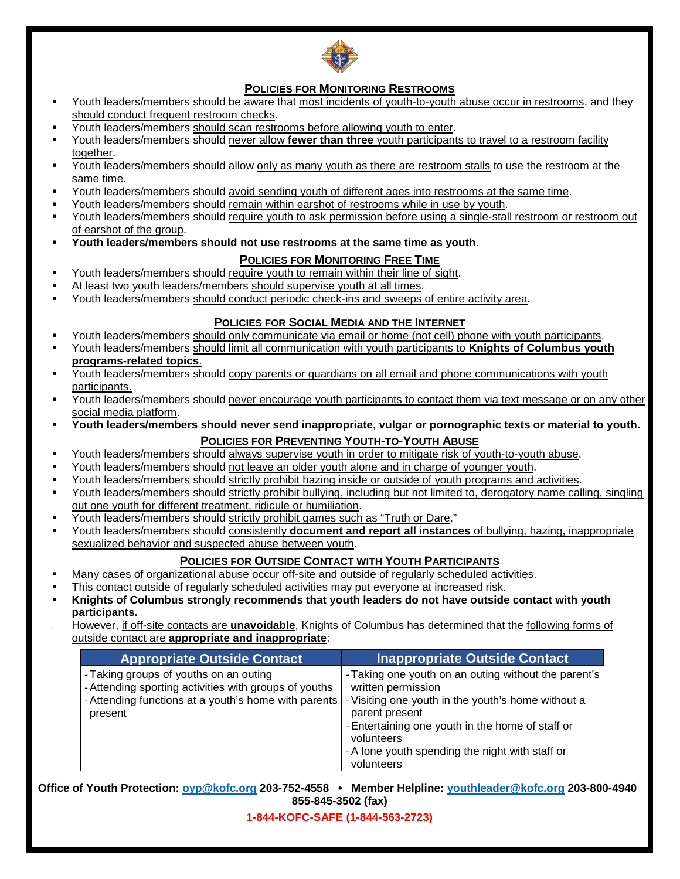## POLICIES FOR MONITORING RESTROOMS

- Youth leaders/members should be aware that most incidents of youth-to-youth abuse occur in restrooms, and they should conduct frequent restroom checks.
- Youth leaders/members should scan restrooms before allowing youth to enter.
- Youth leaders/members should never allow **fewer than three** youth participants to travel to a restroom facility together.
- Youth leaders/members should allow only as many youth as there are restroom stalls to use the restroom at the same time.
- Youth leaders/members should avoid sending youth of different ages into restrooms at the same time.
- Youth leaders/members should remain within earshot of restrooms while in use by youth.
- Youth leaders/members should require youth to ask permission before using a single-stall restroom or restroom out of earshot of the group.
- **Youth leaders/members should not use restrooms at the same time as youth**.

## POLICIES FOR MONITORING FREE TIME

- Youth leaders/members should require youth to remain within their line of sight.
- At least two youth leaders/members should supervise youth at all times.
- Youth leaders/members should conduct periodic check-ins and sweeps of entire activity area.

## POLICIES FOR SOCIAL MEDIA AND THE INTERNET

- Youth leaders/members should only communicate via email or home (not cell) phone with youth participants.
- Youth leaders/members should limit all communication with youth participants to **Knights of Columbus youth programs-related topics**.
- Youth leaders/members should copy parents or guardians on all email and phone communications with youth participants.
- Youth leaders/members should never encourage youth participants to contact them via text message or on any other social media platform.
- **Youth leaders/members should never send inappropriate, vulgar or pornographic texts or material to youth.**

## POLICIES FOR PREVENTING YOUTH-TO-YOUTH ABUSE

- Youth leaders/members should always supervise youth in order to mitigate risk of youth-to-youth abuse.
- Youth leaders/members should not leave an older youth alone and in charge of younger youth.
- Youth leaders/members should strictly prohibit hazing inside or outside of youth programs and activities.
- Youth leaders/members should strictly prohibit bullying, including but not limited to, derogatory name calling, singling out one youth for different treatment, ridicule or humiliation.
- Youth leaders/members should strictly prohibit games such as "Truth or Dare."
- Youth leaders/members should consistently **document and report all instances** of bullying, hazing, inappropriate sexualized behavior and suspected abuse between youth.

## POLICIES FOR OUTSIDE CONTACT WITH YOUTH PARTICIPANTS

- Many cases of organizational abuse occur off-site and outside of regularly scheduled activities.
- This contact outside of regularly scheduled activities may put everyone at increased risk.
- **Knights of Columbus strongly recommends that youth leaders do not have outside contact with youth participants.**
- However, if off-site contacts are **unavoidable**, Knights of Columbus has determined that the following forms of outside contact are **appropriate and inappropriate**:

| Appropriate Outside Contact | Inappropriate Outside Contact |
| --- | --- |
| - Taking groups of youths on an outing<br>- Attending sporting activities with groups of youths<br>- Attending functions at a youth's home with parents present | - Taking one youth on an outing without the parent's written permission<br>- Visiting one youth in the youth's home without a parent present<br>- Entertaining one youth in the home of staff or volunteers<br>- A lone youth spending the night with staff or volunteers |

**Office of Youth Protection: oyp@kofc.org 203-752-4558 • Member Helpline: youthleader@kofc.org 203-800-4940 855-845-3502 (fax)**

**1-844-KOFC-SAFE (1-844-563-2723)**